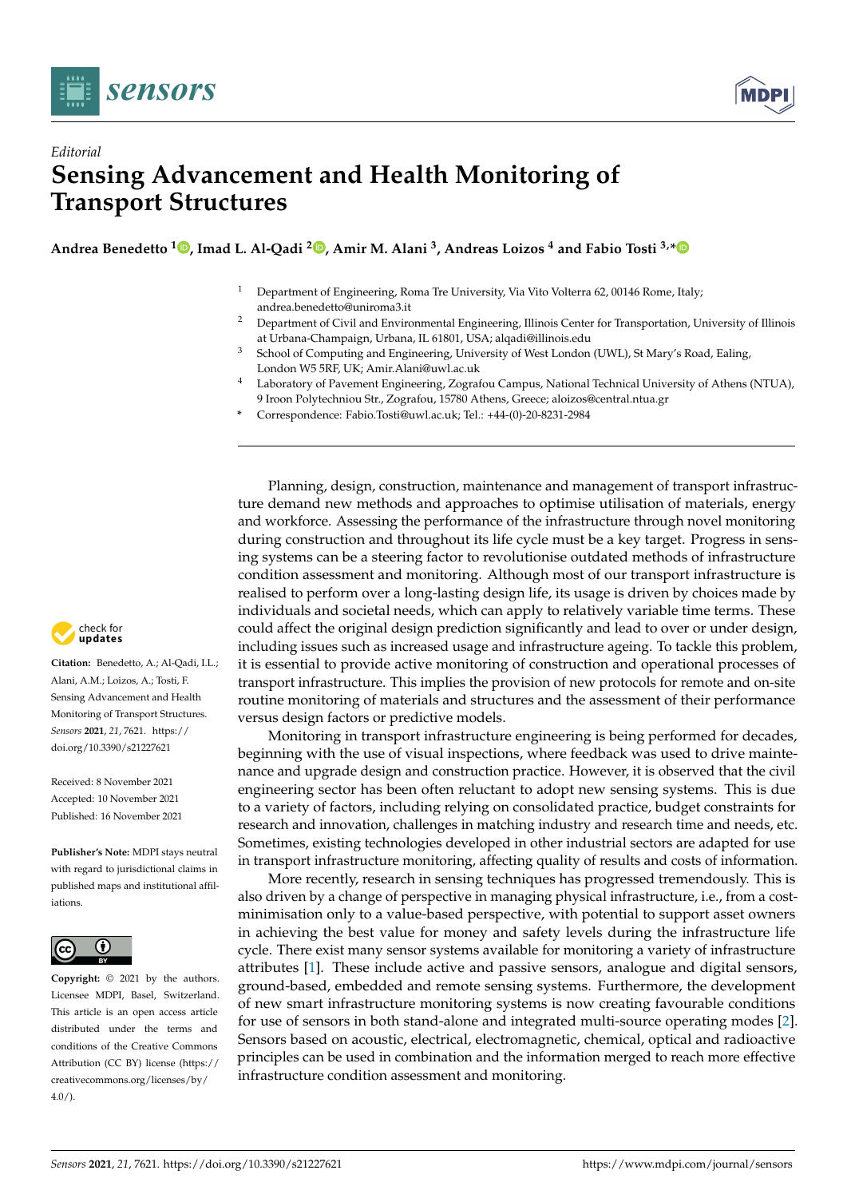*Editorial*

# Sensing Advancement and Health Monitoring of Transport Structures

**Andrea Benedetto [1], Imad L. Al-Qadi [2], Amir M. Alani [3], Andreas Loizos [4] and Fabio Tosti [3,*]**

[1] Department of Engineering, Roma Tre University, Via Vito Volterra 62, 00146 Rome, Italy; andrea.benedetto@uniroma3.it

[2] Department of Civil and Environmental Engineering, Illinois Center for Transportation, University of Illinois at Urbana-Champaign, Urbana, IL 61801, USA; alqadi@illinois.edu

[3] School of Computing and Engineering, University of West London (UWL), St Mary's Road, Ealing, London W5 5RF, UK; Amir.Alani@uwl.ac.uk

[4] Laboratory of Pavement Engineering, Zografou Campus, National Technical University of Athens (NTUA), 9 Iroon Polytechniou Str., Zografou, 15780 Athens, Greece; aloizos@central.ntua.gr

[*] Correspondence: Fabio.Tosti@uwl.ac.uk; Tel.: +44-(0)-20-8231-2984

**Citation:** Benedetto, A.; Al-Qadi, I.L.; Alani, A.M.; Loizos, A.; Tosti, F. Sensing Advancement and Health Monitoring of Transport Structures. *Sensors* **2021**, *21*, 7621. https://doi.org/10.3390/s21227621

Received: 8 November 2021
Accepted: 10 November 2021
Published: 16 November 2021

**Publisher's Note:** MDPI stays neutral with regard to jurisdictional claims in published maps and institutional affiliations.

**Copyright:** © 2021 by the authors. Licensee MDPI, Basel, Switzerland. This article is an open access article distributed under the terms and conditions of the Creative Commons Attribution (CC BY) license (https://creativecommons.org/licenses/by/4.0/).

Planning, design, construction, maintenance and management of transport infrastructure demand new methods and approaches to optimise utilisation of materials, energy and workforce. Assessing the performance of the infrastructure through novel monitoring during construction and throughout its life cycle must be a key target. Progress in sensing systems can be a steering factor to revolutionise outdated methods of infrastructure condition assessment and monitoring. Although most of our transport infrastructure is realised to perform over a long-lasting design life, its usage is driven by choices made by individuals and societal needs, which can apply to relatively variable time terms. These could affect the original design prediction significantly and lead to over or under design, including issues such as increased usage and infrastructure ageing. To tackle this problem, it is essential to provide active monitoring of construction and operational processes of transport infrastructure. This implies the provision of new protocols for remote and on-site routine monitoring of materials and structures and the assessment of their performance versus design factors or predictive models.

Monitoring in transport infrastructure engineering is being performed for decades, beginning with the use of visual inspections, where feedback was used to drive maintenance and upgrade design and construction practice. However, it is observed that the civil engineering sector has been often reluctant to adopt new sensing systems. This is due to a variety of factors, including relying on consolidated practice, budget constraints for research and innovation, challenges in matching industry and research time and needs, etc. Sometimes, existing technologies developed in other industrial sectors are adapted for use in transport infrastructure monitoring, affecting quality of results and costs of information.

More recently, research in sensing techniques has progressed tremendously. This is also driven by a change of perspective in managing physical infrastructure, i.e., from a cost-minimisation only to a value-based perspective, with potential to support asset owners in achieving the best value for money and safety levels during the infrastructure life cycle. There exist many sensor systems available for monitoring a variety of infrastructure attributes [1]. These include active and passive sensors, analogue and digital sensors, ground-based, embedded and remote sensing systems. Furthermore, the development of new smart infrastructure monitoring systems is now creating favourable conditions for use of sensors in both stand-alone and integrated multi-source operating modes [2]. Sensors based on acoustic, electrical, electromagnetic, chemical, optical and radioactive principles can be used in combination and the information merged to reach more effective infrastructure condition assessment and monitoring.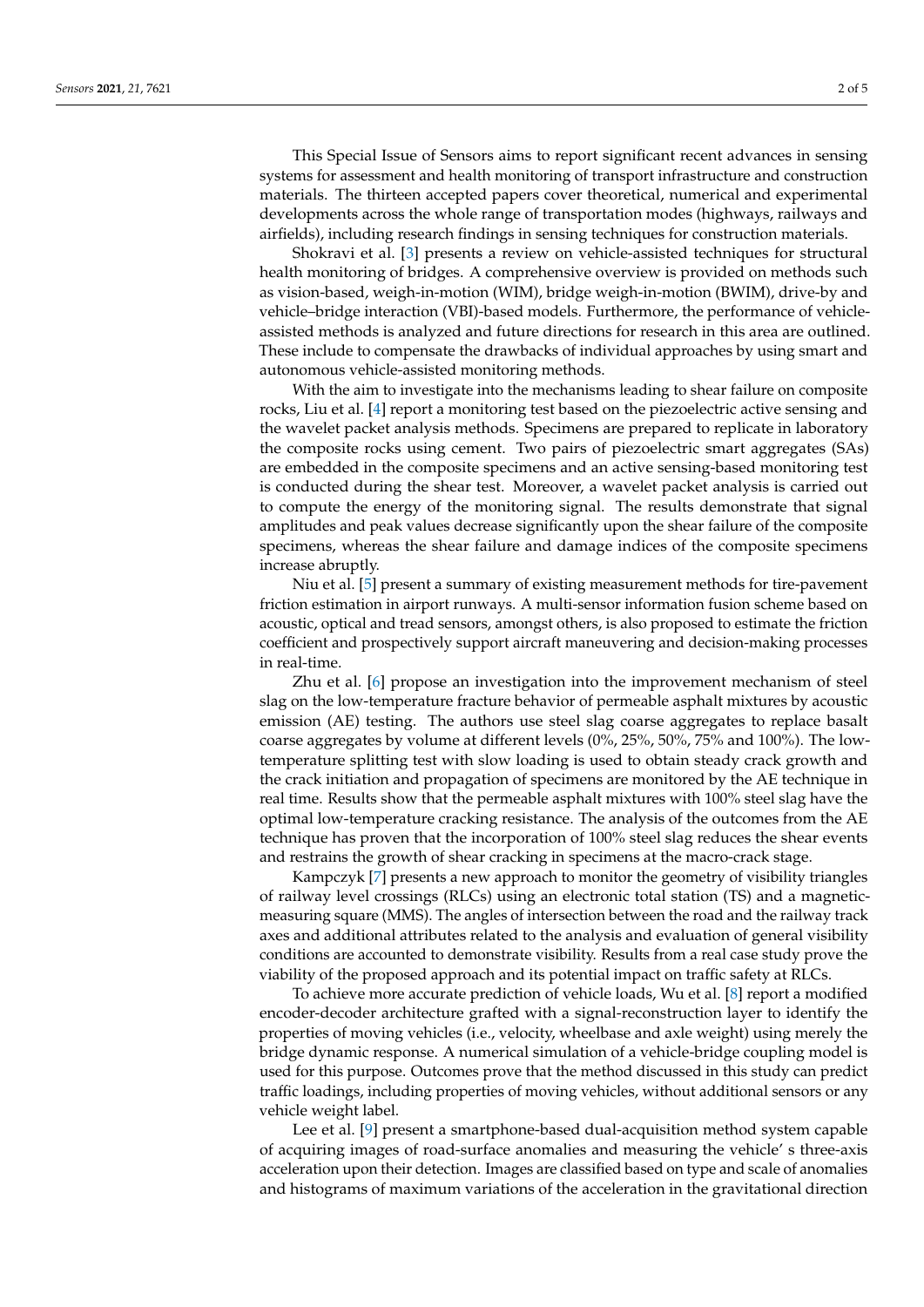This Special Issue of Sensors aims to report significant recent advances in sensing systems for assessment and health monitoring of transport infrastructure and construction materials. The thirteen accepted papers cover theoretical, numerical and experimental developments across the whole range of transportation modes (highways, railways and airfields), including research findings in sensing techniques for construction materials.

Shokravi et al. [3] presents a review on vehicle-assisted techniques for structural health monitoring of bridges. A comprehensive overview is provided on methods such as vision-based, weigh-in-motion (WIM), bridge weigh-in-motion (BWIM), drive-by and vehicle–bridge interaction (VBI)-based models. Furthermore, the performance of vehicle-assisted methods is analyzed and future directions for research in this area are outlined. These include to compensate the drawbacks of individual approaches by using smart and autonomous vehicle-assisted monitoring methods.

With the aim to investigate into the mechanisms leading to shear failure on composite rocks, Liu et al. [4] report a monitoring test based on the piezoelectric active sensing and the wavelet packet analysis methods. Specimens are prepared to replicate in laboratory the composite rocks using cement. Two pairs of piezoelectric smart aggregates (SAs) are embedded in the composite specimens and an active sensing-based monitoring test is conducted during the shear test. Moreover, a wavelet packet analysis is carried out to compute the energy of the monitoring signal. The results demonstrate that signal amplitudes and peak values decrease significantly upon the shear failure of the composite specimens, whereas the shear failure and damage indices of the composite specimens increase abruptly.

Niu et al. [5] present a summary of existing measurement methods for tire-pavement friction estimation in airport runways. A multi-sensor information fusion scheme based on acoustic, optical and tread sensors, amongst others, is also proposed to estimate the friction coefficient and prospectively support aircraft maneuvering and decision-making processes in real-time.

Zhu et al. [6] propose an investigation into the improvement mechanism of steel slag on the low-temperature fracture behavior of permeable asphalt mixtures by acoustic emission (AE) testing. The authors use steel slag coarse aggregates to replace basalt coarse aggregates by volume at different levels (0%, 25%, 50%, 75% and 100%). The low-temperature splitting test with slow loading is used to obtain steady crack growth and the crack initiation and propagation of specimens are monitored by the AE technique in real time. Results show that the permeable asphalt mixtures with 100% steel slag have the optimal low-temperature cracking resistance. The analysis of the outcomes from the AE technique has proven that the incorporation of 100% steel slag reduces the shear events and restrains the growth of shear cracking in specimens at the macro-crack stage.

Kampczyk [7] presents a new approach to monitor the geometry of visibility triangles of railway level crossings (RLCs) using an electronic total station (TS) and a magnetic-measuring square (MMS). The angles of intersection between the road and the railway track axes and additional attributes related to the analysis and evaluation of general visibility conditions are accounted to demonstrate visibility. Results from a real case study prove the viability of the proposed approach and its potential impact on traffic safety at RLCs.

To achieve more accurate prediction of vehicle loads, Wu et al. [8] report a modified encoder-decoder architecture grafted with a signal-reconstruction layer to identify the properties of moving vehicles (i.e., velocity, wheelbase and axle weight) using merely the bridge dynamic response. A numerical simulation of a vehicle-bridge coupling model is used for this purpose. Outcomes prove that the method discussed in this study can predict traffic loadings, including properties of moving vehicles, without additional sensors or any vehicle weight label.

Lee et al. [9] present a smartphone-based dual-acquisition method system capable of acquiring images of road-surface anomalies and measuring the vehicle' s three-axis acceleration upon their detection. Images are classified based on type and scale of anomalies and histograms of maximum variations of the acceleration in the gravitational direction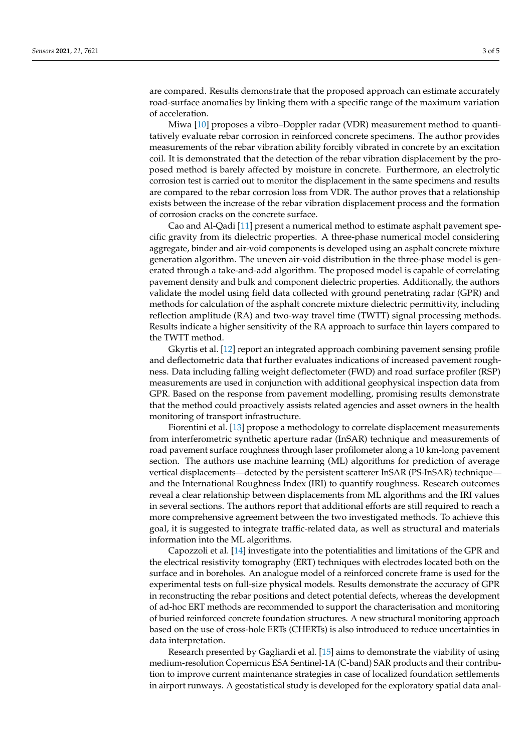are compared. Results demonstrate that the proposed approach can estimate accurately road-surface anomalies by linking them with a specific range of the maximum variation of acceleration.

Miwa [10] proposes a vibro–Doppler radar (VDR) measurement method to quantitatively evaluate rebar corrosion in reinforced concrete specimens. The author provides measurements of the rebar vibration ability forcibly vibrated in concrete by an excitation coil. It is demonstrated that the detection of the rebar vibration displacement by the proposed method is barely affected by moisture in concrete. Furthermore, an electrolytic corrosion test is carried out to monitor the displacement in the same specimens and results are compared to the rebar corrosion loss from VDR. The author proves that a relationship exists between the increase of the rebar vibration displacement process and the formation of corrosion cracks on the concrete surface.

Cao and Al-Qadi [11] present a numerical method to estimate asphalt pavement specific gravity from its dielectric properties. A three-phase numerical model considering aggregate, binder and air-void components is developed using an asphalt concrete mixture generation algorithm. The uneven air-void distribution in the three-phase model is generated through a take-and-add algorithm. The proposed model is capable of correlating pavement density and bulk and component dielectric properties. Additionally, the authors validate the model using field data collected with ground penetrating radar (GPR) and methods for calculation of the asphalt concrete mixture dielectric permittivity, including reflection amplitude (RA) and two-way travel time (TWTT) signal processing methods. Results indicate a higher sensitivity of the RA approach to surface thin layers compared to the TWTT method.

Gkyrtis et al. [12] report an integrated approach combining pavement sensing profile and deflectometric data that further evaluates indications of increased pavement roughness. Data including falling weight deflectometer (FWD) and road surface profiler (RSP) measurements are used in conjunction with additional geophysical inspection data from GPR. Based on the response from pavement modelling, promising results demonstrate that the method could proactively assists related agencies and asset owners in the health monitoring of transport infrastructure.

Fiorentini et al. [13] propose a methodology to correlate displacement measurements from interferometric synthetic aperture radar (InSAR) technique and measurements of road pavement surface roughness through laser profilometer along a 10 km-long pavement section. The authors use machine learning (ML) algorithms for prediction of average vertical displacements—detected by the persistent scatterer InSAR (PS-InSAR) technique—and the International Roughness Index (IRI) to quantify roughness. Research outcomes reveal a clear relationship between displacements from ML algorithms and the IRI values in several sections. The authors report that additional efforts are still required to reach a more comprehensive agreement between the two investigated methods. To achieve this goal, it is suggested to integrate traffic-related data, as well as structural and materials information into the ML algorithms.

Capozzoli et al. [14] investigate into the potentialities and limitations of the GPR and the electrical resistivity tomography (ERT) techniques with electrodes located both on the surface and in boreholes. An analogue model of a reinforced concrete frame is used for the experimental tests on full-size physical models. Results demonstrate the accuracy of GPR in reconstructing the rebar positions and detect potential defects, whereas the development of ad-hoc ERT methods are recommended to support the characterisation and monitoring of buried reinforced concrete foundation structures. A new structural monitoring approach based on the use of cross-hole ERTs (CHERTs) is also introduced to reduce uncertainties in data interpretation.

Research presented by Gagliardi et al. [15] aims to demonstrate the viability of using medium-resolution Copernicus ESA Sentinel-1A (C-band) SAR products and their contribution to improve current maintenance strategies in case of localized foundation settlements in airport runways. A geostatistical study is developed for the exploratory spatial data anal-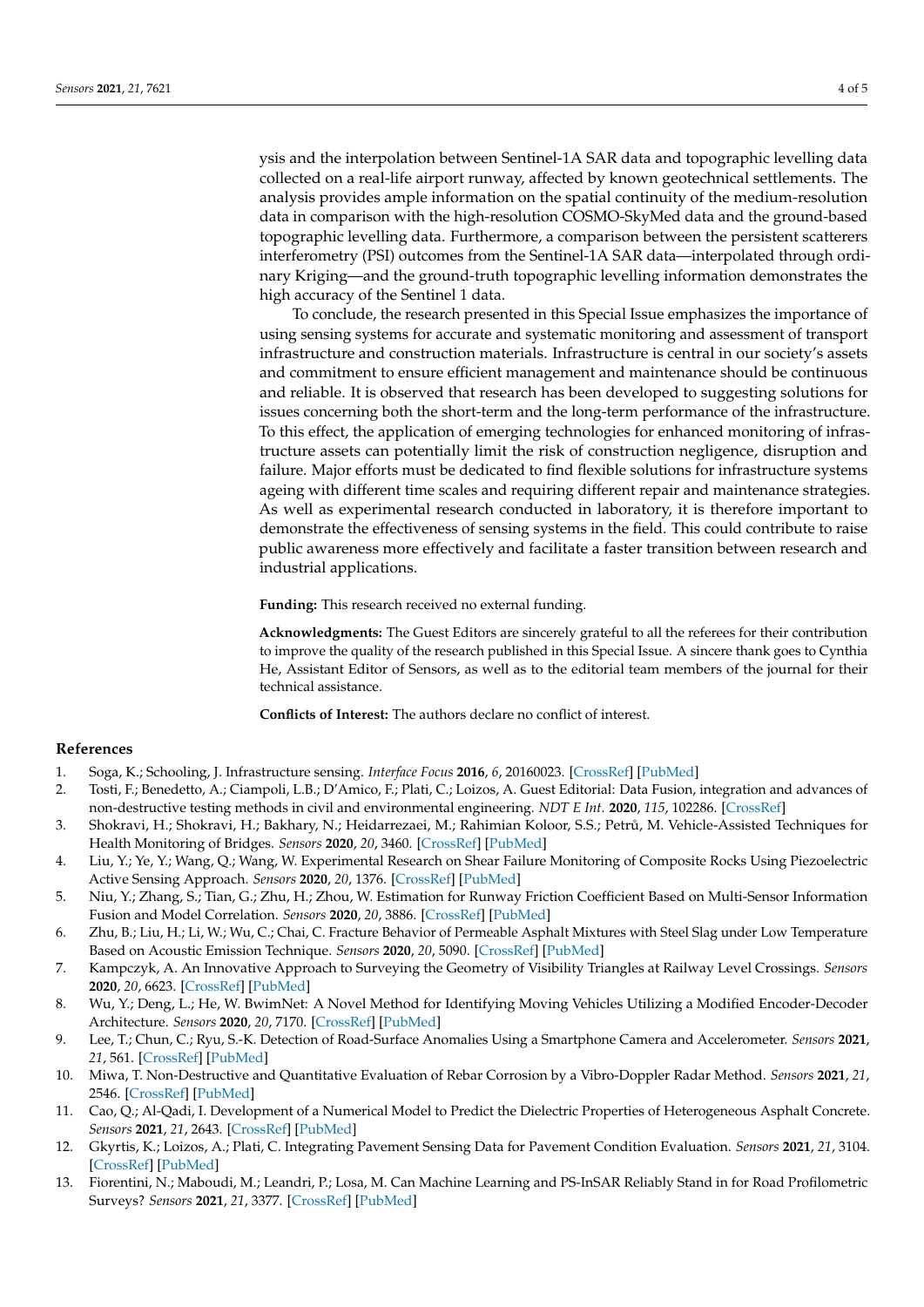ysis and the interpolation between Sentinel-1A SAR data and topographic levelling data collected on a real-life airport runway, affected by known geotechnical settlements. The analysis provides ample information on the spatial continuity of the medium-resolution data in comparison with the high-resolution COSMO-SkyMed data and the ground-based topographic levelling data. Furthermore, a comparison between the persistent scatterers interferometry (PSI) outcomes from the Sentinel-1A SAR data—interpolated through ordinary Kriging—and the ground-truth topographic levelling information demonstrates the high accuracy of the Sentinel 1 data.

To conclude, the research presented in this Special Issue emphasizes the importance of using sensing systems for accurate and systematic monitoring and assessment of transport infrastructure and construction materials. Infrastructure is central in our society's assets and commitment to ensure efficient management and maintenance should be continuous and reliable. It is observed that research has been developed to suggesting solutions for issues concerning both the short-term and the long-term performance of the infrastructure. To this effect, the application of emerging technologies for enhanced monitoring of infrastructure assets can potentially limit the risk of construction negligence, disruption and failure. Major efforts must be dedicated to find flexible solutions for infrastructure systems ageing with different time scales and requiring different repair and maintenance strategies. As well as experimental research conducted in laboratory, it is therefore important to demonstrate the effectiveness of sensing systems in the field. This could contribute to raise public awareness more effectively and facilitate a faster transition between research and industrial applications.

**Funding:** This research received no external funding.

**Acknowledgments:** The Guest Editors are sincerely grateful to all the referees for their contribution to improve the quality of the research published in this Special Issue. A sincere thank goes to Cynthia He, Assistant Editor of Sensors, as well as to the editorial team members of the journal for their technical assistance.

**Conflicts of Interest:** The authors declare no conflict of interest.

## References

1. Soga, K.; Schooling, J. Infrastructure sensing. *Interface Focus* **2016**, *6*, 20160023. [CrossRef] [PubMed]
2. Tosti, F.; Benedetto, A.; Ciampoli, L.B.; D'Amico, F.; Plati, C.; Loizos, A. Guest Editorial: Data Fusion, integration and advances of non-destructive testing methods in civil and environmental engineering. *NDT E Int.* **2020**, *115*, 102286. [CrossRef]
3. Shokravi, H.; Shokravi, H.; Bakhary, N.; Heidarrezaei, M.; Rahimian Koloor, S.S.; Petrů, M. Vehicle-Assisted Techniques for Health Monitoring of Bridges. *Sensors* **2020**, *20*, 3460. [CrossRef] [PubMed]
4. Liu, Y.; Ye, Y.; Wang, Q.; Wang, W. Experimental Research on Shear Failure Monitoring of Composite Rocks Using Piezoelectric Active Sensing Approach. *Sensors* **2020**, *20*, 1376. [CrossRef] [PubMed]
5. Niu, Y.; Zhang, S.; Tian, G.; Zhu, H.; Zhou, W. Estimation for Runway Friction Coefficient Based on Multi-Sensor Information Fusion and Model Correlation. *Sensors* **2020**, *20*, 3886. [CrossRef] [PubMed]
6. Zhu, B.; Liu, H.; Li, W.; Wu, C.; Chai, C. Fracture Behavior of Permeable Asphalt Mixtures with Steel Slag under Low Temperature Based on Acoustic Emission Technique. *Sensors* **2020**, *20*, 5090. [CrossRef] [PubMed]
7. Kampczyk, A. An Innovative Approach to Surveying the Geometry of Visibility Triangles at Railway Level Crossings. *Sensors* **2020**, *20*, 6623. [CrossRef] [PubMed]
8. Wu, Y.; Deng, L.; He, W. BwimNet: A Novel Method for Identifying Moving Vehicles Utilizing a Modified Encoder-Decoder Architecture. *Sensors* **2020**, *20*, 7170. [CrossRef] [PubMed]
9. Lee, T.; Chun, C.; Ryu, S.-K. Detection of Road-Surface Anomalies Using a Smartphone Camera and Accelerometer. *Sensors* **2021**, *21*, 561. [CrossRef] [PubMed]
10. Miwa, T. Non-Destructive and Quantitative Evaluation of Rebar Corrosion by a Vibro-Doppler Radar Method. *Sensors* **2021**, *21*, 2546. [CrossRef] [PubMed]
11. Cao, Q.; Al-Qadi, I. Development of a Numerical Model to Predict the Dielectric Properties of Heterogeneous Asphalt Concrete. *Sensors* **2021**, *21*, 2643. [CrossRef] [PubMed]
12. Gkyrtis, K.; Loizos, A.; Plati, C. Integrating Pavement Sensing Data for Pavement Condition Evaluation. *Sensors* **2021**, *21*, 3104. [CrossRef] [PubMed]
13. Fiorentini, N.; Maboudi, M.; Leandri, P.; Losa, M. Can Machine Learning and PS-InSAR Reliably Stand in for Road Profilometric Surveys? *Sensors* **2021**, *21*, 3377. [CrossRef] [PubMed]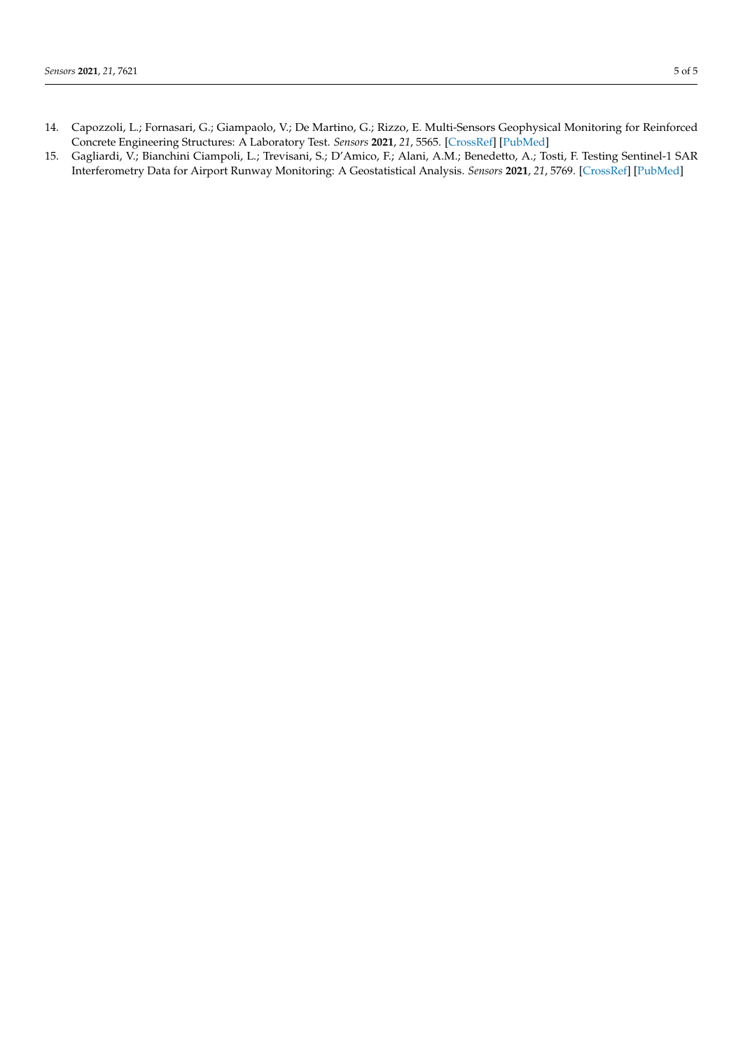14. Capozzoli, L.; Fornasari, G.; Giampaolo, V.; De Martino, G.; Rizzo, E. Multi-Sensors Geophysical Monitoring for Reinforced Concrete Engineering Structures: A Laboratory Test. *Sensors* **2021**, *21*, 5565. [CrossRef] [PubMed]
15. Gagliardi, V.; Bianchini Ciampoli, L.; Trevisani, S.; D'Amico, F.; Alani, A.M.; Benedetto, A.; Tosti, F. Testing Sentinel-1 SAR Interferometry Data for Airport Runway Monitoring: A Geostatistical Analysis. *Sensors* **2021**, *21*, 5769. [CrossRef] [PubMed]